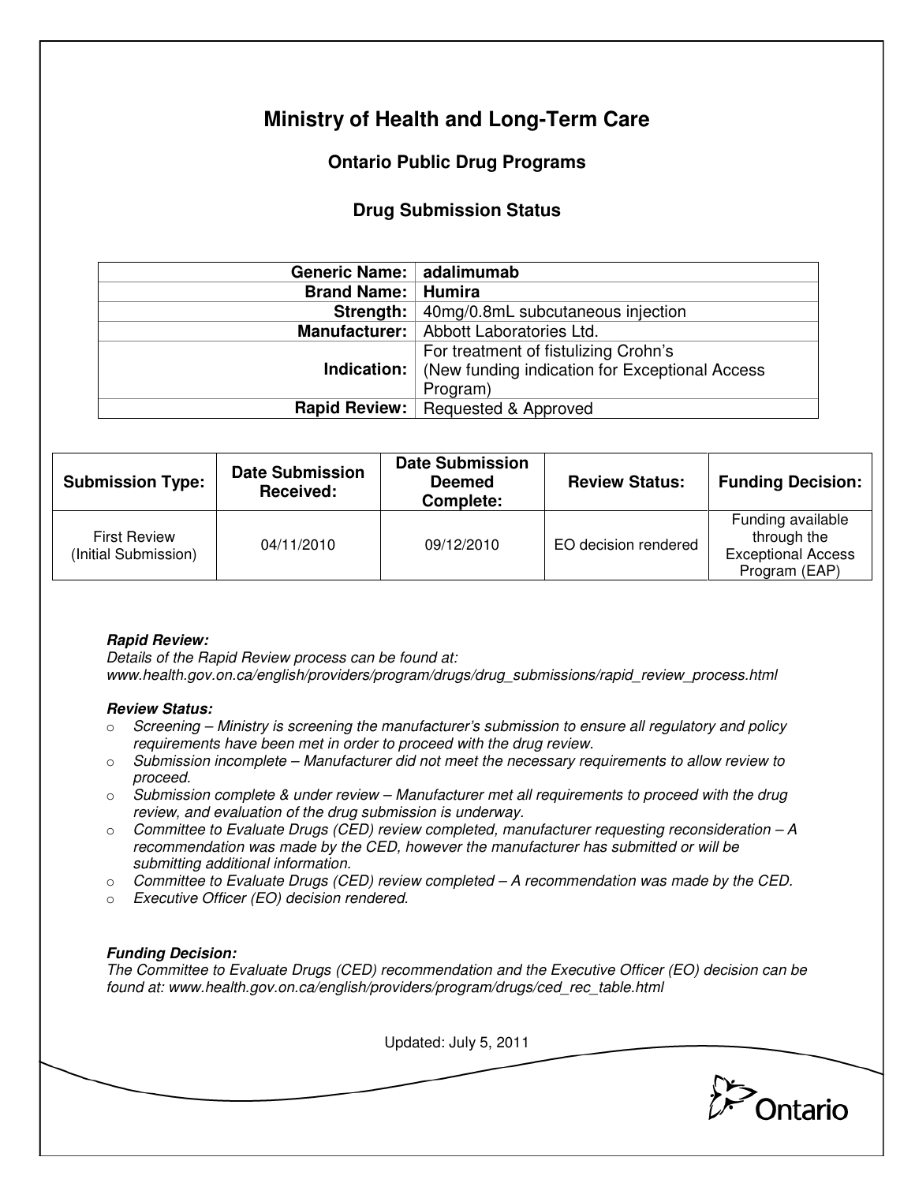# Ministry of Health and Long-Term Care

## Ontario Public Drug Programs

### Drug Submission Status

| | |
|---|---|
| **Generic Name:** | **adalimumab** |
| **Brand Name:** | **Humira** |
| **Strength:** | 40mg/0.8mL subcutaneous injection |
| **Manufacturer:** | Abbott Laboratories Ltd. |
| **Indication:** | For treatment of fistulizing Crohn's (New funding indication for Exceptional Access Program) |
| **Rapid Review:** | Requested & Approved |

| Submission Type: | Date Submission Received: | Date Submission Deemed Complete: | Review Status: | Funding Decision: |
|---|---|---|---|---|
| First Review (Initial Submission) | 04/11/2010 | 09/12/2010 | EO decision rendered | Funding available through the Exceptional Access Program (EAP) |

***Rapid Review:***
*Details of the Rapid Review process can be found at: www.health.gov.on.ca/english/providers/program/drugs/drug_submissions/rapid_review_process.html*

***Review Status:***

- *Screening – Ministry is screening the manufacturer's submission to ensure all regulatory and policy requirements have been met in order to proceed with the drug review.*
- *Submission incomplete – Manufacturer did not meet the necessary requirements to allow review to proceed.*
- *Submission complete & under review – Manufacturer met all requirements to proceed with the drug review, and evaluation of the drug submission is underway.*
- *Committee to Evaluate Drugs (CED) review completed, manufacturer requesting reconsideration – A recommendation was made by the CED, however the manufacturer has submitted or will be submitting additional information.*
- *Committee to Evaluate Drugs (CED) review completed – A recommendation was made by the CED.*
- *Executive Officer (EO) decision rendered.*

***Funding Decision:***
*The Committee to Evaluate Drugs (CED) recommendation and the Executive Officer (EO) decision can be found at: www.health.gov.on.ca/english/providers/program/drugs/ced_rec_table.html*

Updated: July 5, 2011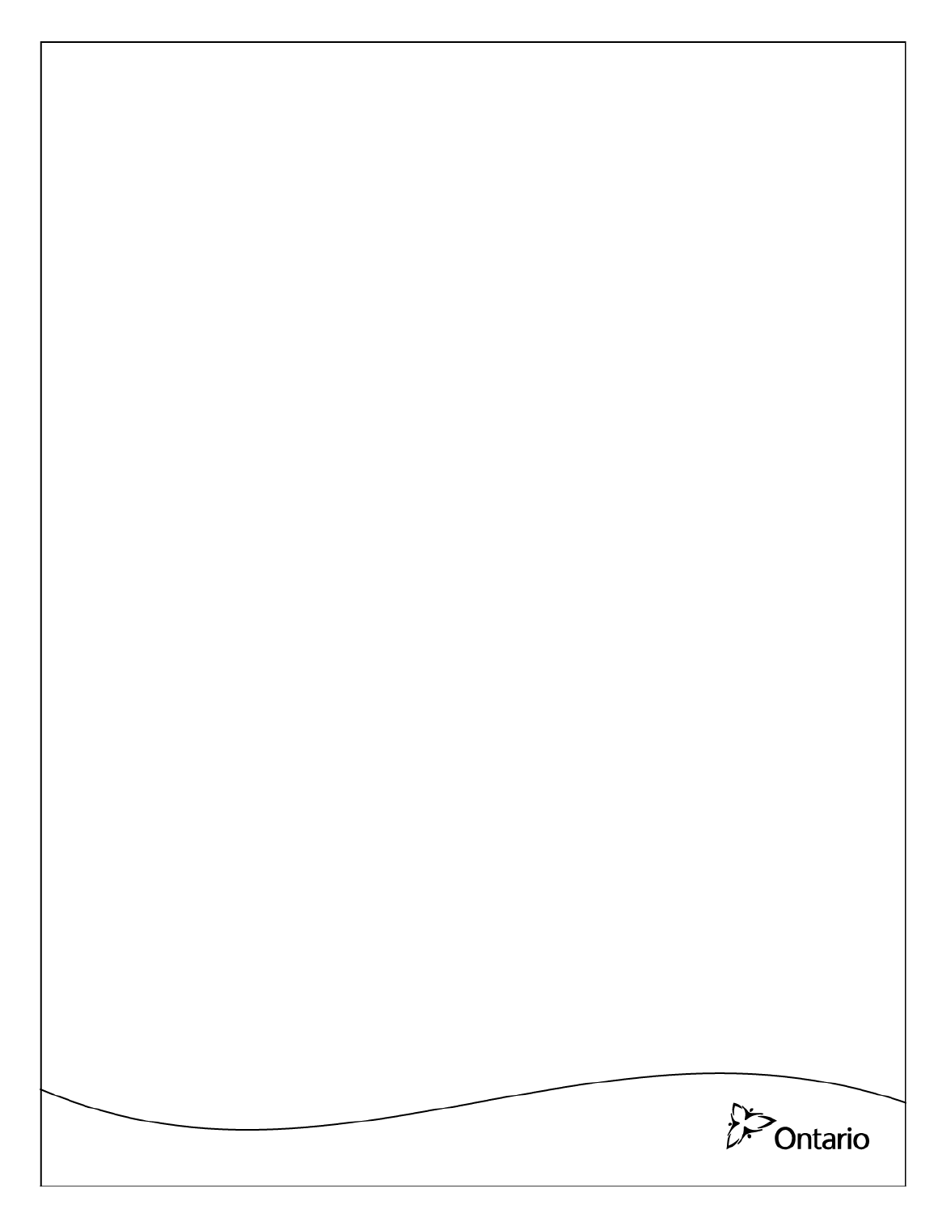Ontario